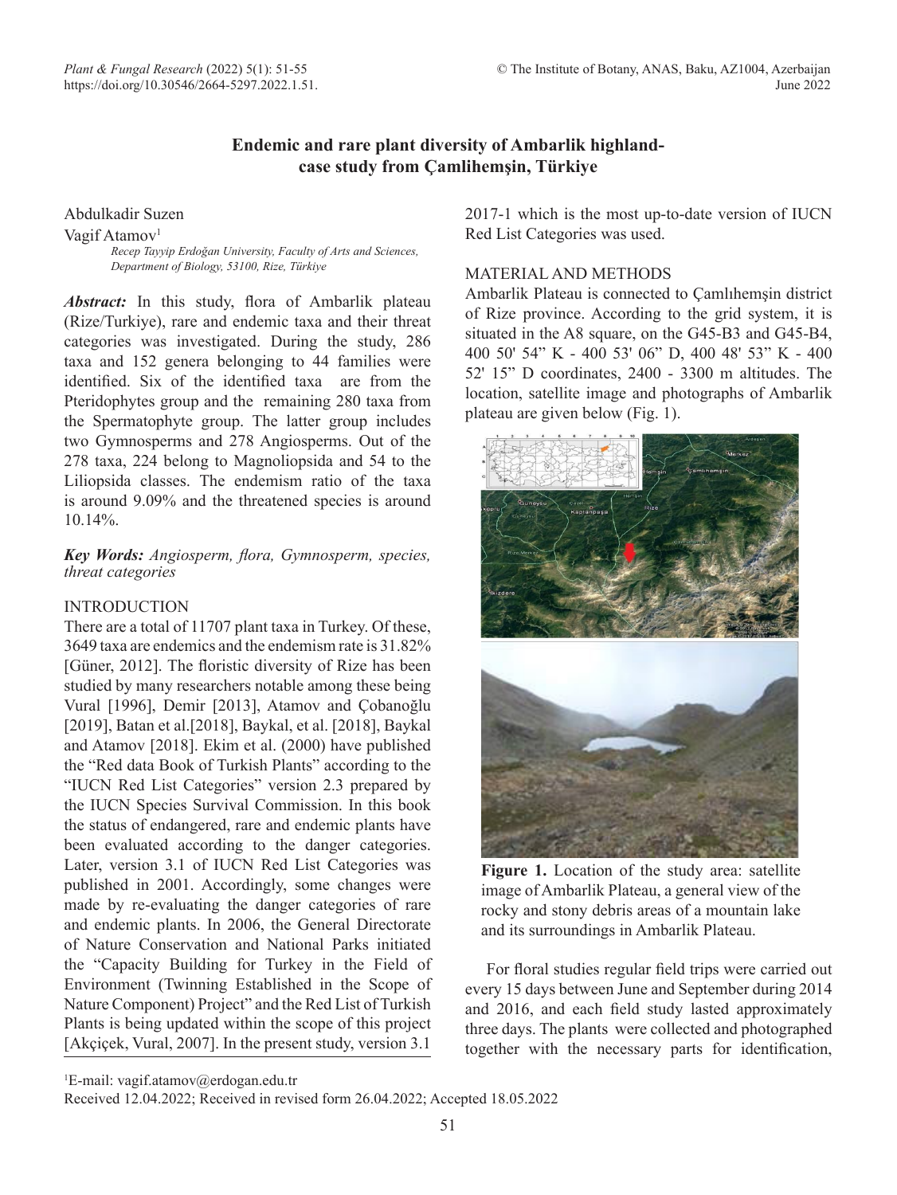# Endemic and rare plant diversity of Ambarlik highland-case study from Çamlihemşin, Türkiye

Abdulkadir Suzen

Vagif Atamov[1]

*Recep Tayyip Erdoğan University, Faculty of Arts and Sciences, Department of Biology, 53100, Rize, Türkiye*

***Abstract:*** In this study, flora of Ambarlik plateau (Rize/Turkiye), rare and endemic taxa and their threat categories was investigated. During the study, 286 taxa and 152 genera belonging to 44 families were identified. Six of the identified taxa are from the Pteridophytes group and the remaining 280 taxa from the Spermatophyte group. The latter group includes two Gymnosperms and 278 Angiosperms. Out of the 278 taxa, 224 belong to Magnoliopsida and 54 to the Liliopsida classes. The endemism ratio of the taxa is around 9.09% and the threatened species is around 10.14%.

***Key Words:*** *Angiosperm, flora, Gymnosperm, species, threat categories*

## INTRODUCTION

There are a total of 11707 plant taxa in Turkey. Of these, 3649 taxa are endemics and the endemism rate is 31.82% [Güner, 2012]. The floristic diversity of Rize has been studied by many researchers notable among these being Vural [1996], Demir [2013], Atamov and Çobanoğlu [2019], Batan et al.[2018], Baykal, et al. [2018], Baykal and Atamov [2018]. Ekim et al. (2000) have published the "Red data Book of Turkish Plants" according to the "IUCN Red List Categories" version 2.3 prepared by the IUCN Species Survival Commission. In this book the status of endangered, rare and endemic plants have been evaluated according to the danger categories. Later, version 3.1 of IUCN Red List Categories was published in 2001. Accordingly, some changes were made by re-evaluating the danger categories of rare and endemic plants. In 2006, the General Directorate of Nature Conservation and National Parks initiated the "Capacity Building for Turkey in the Field of Environment (Twinning Established in the Scope of Nature Component) Project" and the Red List of Turkish Plants is being updated within the scope of this project [Akçiçek, Vural, 2007]. In the present study, version 3.1 2017-1 which is the most up-to-date version of IUCN Red List Categories was used.

## MATERIAL AND METHODS

Ambarlik Plateau is connected to Çamlıhemşin district of Rize province. According to the grid system, it is situated in the A8 square, on the G45-B3 and G45-B4, 400 50' 54" K - 400 53' 06" D, 400 48' 53" K - 400 52' 15" D coordinates, 2400 - 3300 m altitudes. The location, satellite image and photographs of Ambarlik plateau are given below (Fig. 1).

**Figure 1.** Location of the study area: satellite image of Ambarlik Plateau, a general view of the rocky and stony debris areas of a mountain lake and its surroundings in Ambarlik Plateau.

For floral studies regular field trips were carried out every 15 days between June and September during 2014 and 2016, and each field study lasted approximately three days. The plants were collected and photographed together with the necessary parts for identification,

[1]E-mail: vagif.atamov@erdogan.edu.tr

Received 12.04.2022; Received in revised form 26.04.2022; Accepted 18.05.2022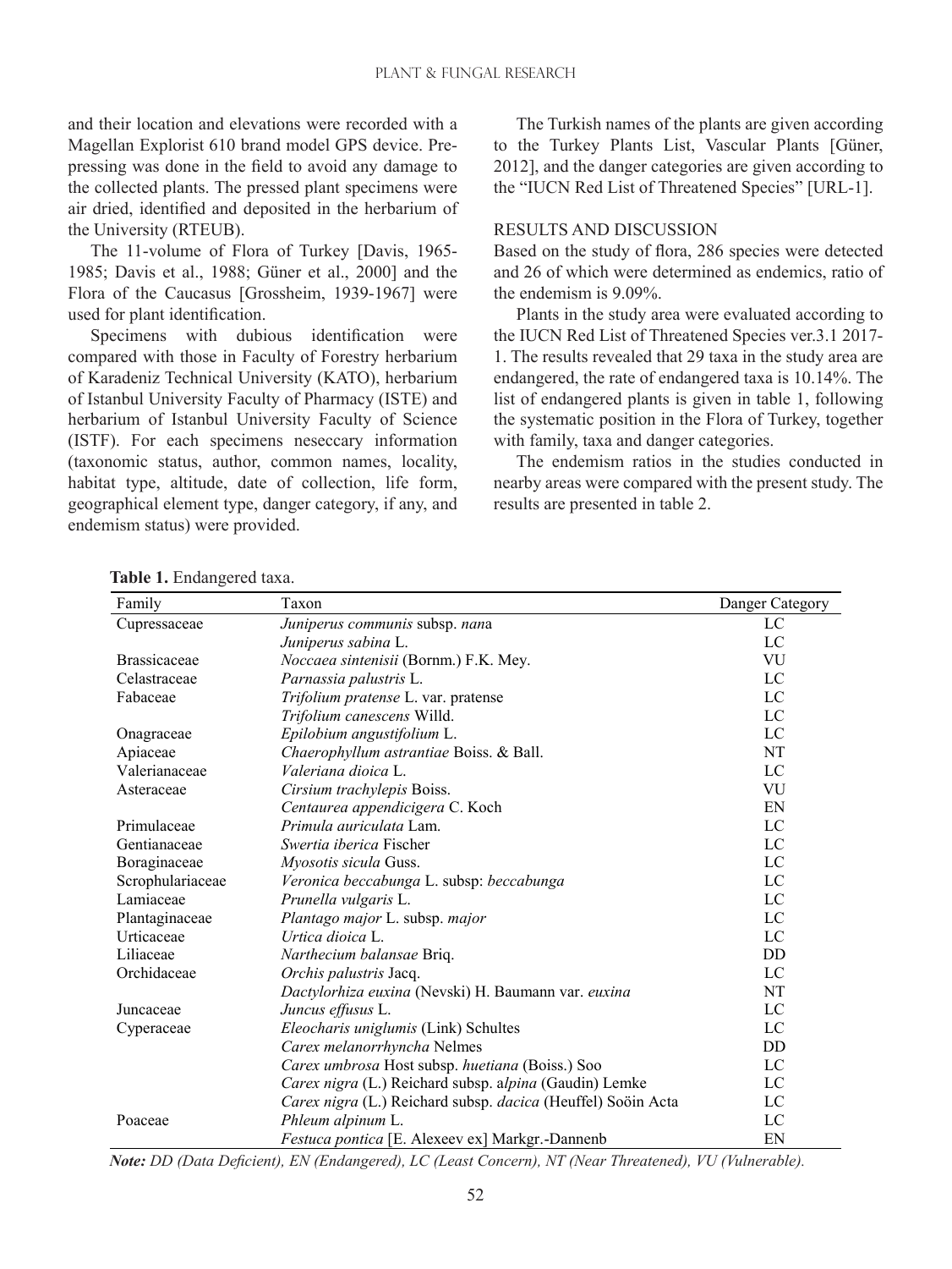and their location and elevations were recorded with a Magellan Explorist 610 brand model GPS device. Pre-pressing was done in the field to avoid any damage to the collected plants. The pressed plant specimens were air dried, identified and deposited in the herbarium of the University (RTEUB).

The 11-volume of Flora of Turkey [Davis, 1965-1985; Davis et al., 1988; Güner et al., 2000] and the Flora of the Caucasus [Grossheim, 1939-1967] were used for plant identification.

Specimens with dubious identification were compared with those in Faculty of Forestry herbarium of Karadeniz Technical University (KATO), herbarium of Istanbul University Faculty of Pharmacy (ISTE) and herbarium of Istanbul University Faculty of Science (ISTF). For each specimens neseccary information (taxonomic status, author, common names, locality, habitat type, altitude, date of collection, life form, geographical element type, danger category, if any, and endemism status) were provided.

The Turkish names of the plants are given according to the Turkey Plants List, Vascular Plants [Güner, 2012], and the danger categories are given according to the "IUCN Red List of Threatened Species" [URL-1].

## RESULTS AND DISCUSSION

Based on the study of flora, 286 species were detected and 26 of which were determined as endemics, ratio of the endemism is 9.09%.

Plants in the study area were evaluated according to the IUCN Red List of Threatened Species ver.3.1 2017-1. The results revealed that 29 taxa in the study area are endangered, the rate of endangered taxa is 10.14%. The list of endangered plants is given in table 1, following the systematic position in the Flora of Turkey, together with family, taxa and danger categories.

The endemism ratios in the studies conducted in nearby areas were compared with the present study. The results are presented in table 2.

**Table 1.** Endangered taxa.

| Family | Taxon | Danger Category |
|---|---|---|
| Cupressaceae | *Juniperus communis* subsp. *nana* | LC |
| | *Juniperus sabina* L. | LC |
| Brassicaceae | *Noccaea sintenisii* (Bornm.) F.K. Mey. | VU |
| Celastraceae | *Parnassia palustris* L. | LC |
| Fabaceae | *Trifolium pratense* L. var. pratense | LC |
| | *Trifolium canescens* Willd. | LC |
| Onagraceae | *Epilobium angustifolium* L. | LC |
| Apiaceae | *Chaerophyllum astrantiae* Boiss. & Ball. | NT |
| Valerianaceae | *Valeriana dioica* L. | LC |
| Asteraceae | *Cirsium trachylepis* Boiss. | VU |
| | *Centaurea appendicigera* C. Koch | EN |
| Primulaceae | *Primula auriculata* Lam. | LC |
| Gentianaceae | *Swertia iberica* Fischer | LC |
| Boraginaceae | *Myosotis sicula* Guss. | LC |
| Scrophulariaceae | *Veronica beccabunga* L. subsp: *beccabunga* | LC |
| Lamiaceae | *Prunella vulgaris* L. | LC |
| Plantaginaceae | *Plantago major* L. subsp. *major* | LC |
| Urticaceae | *Urtica dioica* L. | LC |
| Liliaceae | *Narthecium balansae* Briq. | DD |
| Orchidaceae | *Orchis palustris* Jacq. | LC |
| | *Dactylorhiza euxina* (Nevski) H. Baumann var. *euxina* | NT |
| Juncaceae | *Juncus effusus* L. | LC |
| Cyperaceae | *Eleocharis uniglumis* (Link) Schultes | LC |
| | *Carex melanorrhyncha* Nelmes | DD |
| | *Carex umbrosa* Host subsp. *huetiana* (Boiss.) Soo | LC |
| | *Carex nigra* (L.) Reichard subsp. a*lpina* (Gaudin) Lemke | LC |
| | *Carex nigra* (L.) Reichard subsp. *dacica* (Heuffel) Soöin Acta | LC |
| Poaceae | *Phleum alpinum* L. | LC |
| | *Festuca pontica* [E. Alexeev ex] Markgr.-Dannenb | EN |

***Note:*** *DD (Data Deficient), EN (Endangered), LC (Least Concern), NT (Near Threatened), VU (Vulnerable).*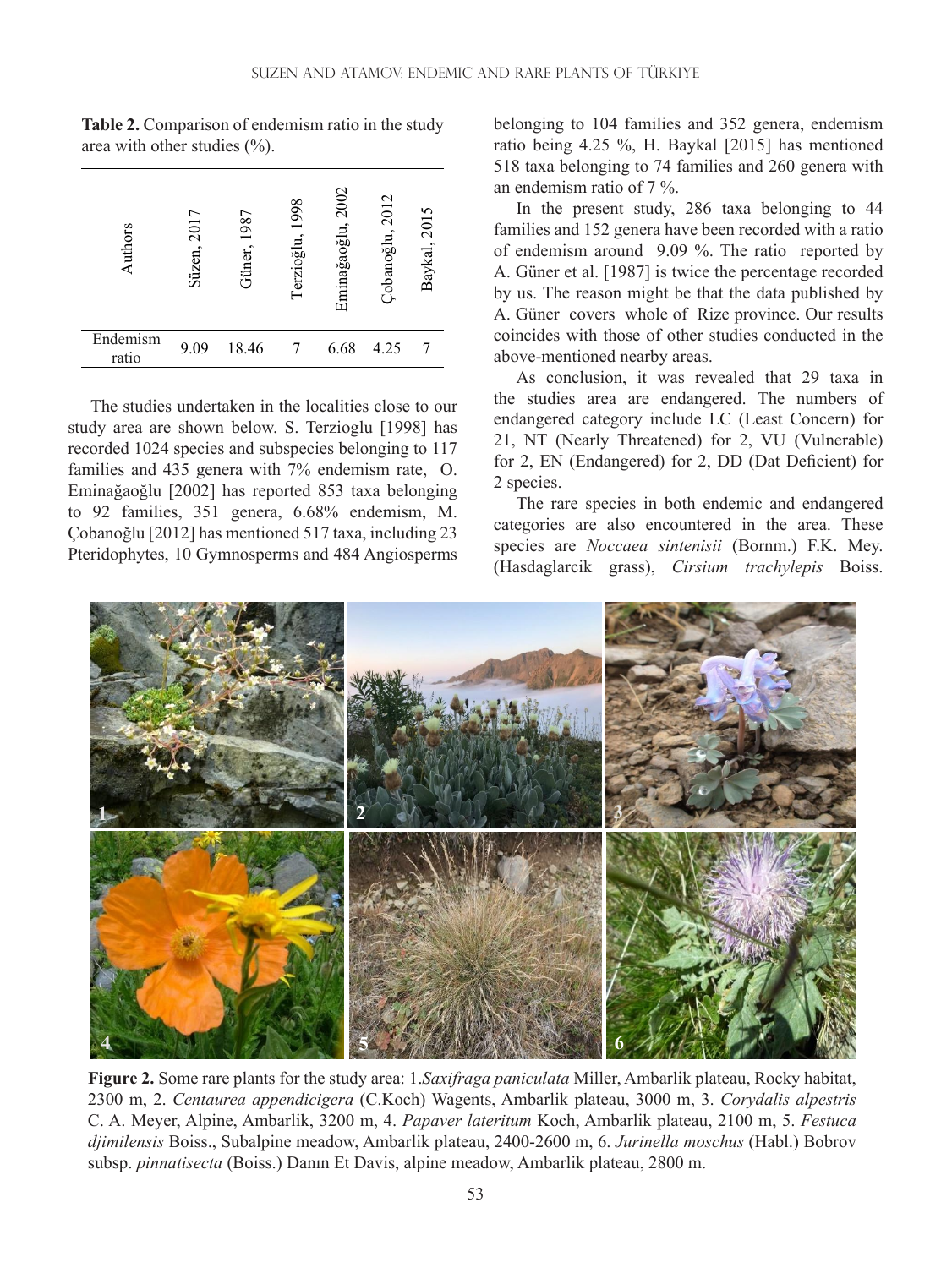**Table 2.** Comparison of endemism ratio in the study area with other studies (%).

| Authors | Süzen, 2017 | Güner, 1987 | Terzioğlu, 1998 | Eminağaoğlu, 2002 | Çobanoğlu, 2012 | Baykal, 2015 |
|---|---|---|---|---|---|---|
| Endemism ratio | 9.09 | 18.46 | 7 | 6.68 | 4.25 | 7 |

The studies undertaken in the localities close to our study area are shown below. S. Terzioglu [1998] has recorded 1024 species and subspecies belonging to 117 families and 435 genera with 7% endemism rate, O. Eminağaoğlu [2002] has reported 853 taxa belonging to 92 families, 351 genera, 6.68% endemism, M. Çobanoğlu [2012] has mentioned 517 taxa, including 23 Pteridophytes, 10 Gymnosperms and 484 Angiosperms belonging to 104 families and 352 genera, endemism ratio being 4.25 %, H. Baykal [2015] has mentioned 518 taxa belonging to 74 families and 260 genera with an endemism ratio of 7 %.

In the present study, 286 taxa belonging to 44 families and 152 genera have been recorded with a ratio of endemism around 9.09 %. The ratio reported by A. Güner et al. [1987] is twice the percentage recorded by us. The reason might be that the data published by A. Güner covers whole of Rize province. Our results coincides with those of other studies conducted in the above-mentioned nearby areas.

As conclusion, it was revealed that 29 taxa in the studies area are endangered. The numbers of endangered category include LC (Least Concern) for 21, NT (Nearly Threatened) for 2, VU (Vulnerable) for 2, EN (Endangered) for 2, DD (Dat Deficient) for 2 species.

The rare species in both endemic and endangered categories are also encountered in the area. These species are *Noccaea sintenisii* (Bornm.) F.K. Mey. (Hasdaglarcik grass), *Cirsium trachylepis* Boiss.

**Figure 2.** Some rare plants for the study area: 1.*Saxifraga paniculata* Miller, Ambarlik plateau, Rocky habitat, 2300 m, 2. *Centaurea appendicigera* (C.Koch) Wagents, Ambarlik plateau, 3000 m, 3. *Corydalis alpestris* C. A. Meyer, Alpine, Ambarlik, 3200 m, 4. *Papaver lateritum* Koch, Ambarlik plateau, 2100 m, 5. *Festuca djimilensis* Boiss., Subalpine meadow, Ambarlik plateau, 2400-2600 m, 6. *Jurinella moschus* (Habl.) Bobrov subsp. *pinnatisecta* (Boiss.) Danın Et Davis, alpine meadow, Ambarlik plateau, 2800 m.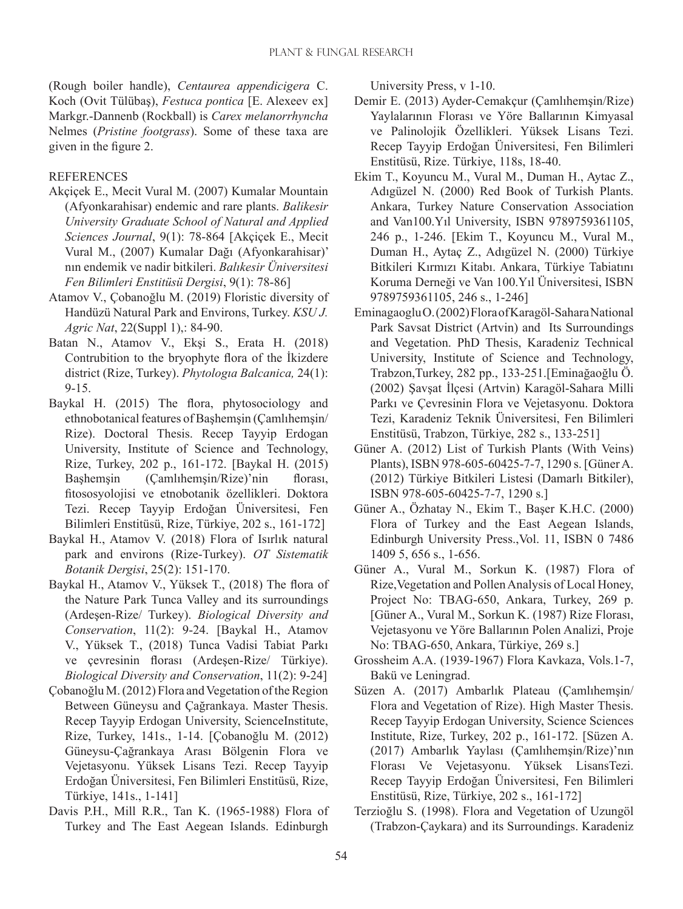(Rough boiler handle), *Centaurea appendicigera* C. Koch (Ovit Tülübaş), *Festuca pontica* [E. Alexeev ex] Markgr.-Dannenb (Rockball) is *Carex melanorrhyncha* Nelmes (*Pristine footgrass*). Some of these taxa are given in the figure 2.

REFERENCES

Akçiçek E., Mecit Vural M. (2007) Kumalar Mountain (Afyonkarahisar) endemic and rare plants. *Balikesir University Graduate School of Natural and Applied Sciences Journal*, 9(1): 78-864 [Akçiçek E., Mecit Vural M., (2007) Kumalar Dağı (Afyonkarahisar)' nın endemik ve nadir bitkileri. *Balıkesir Üniversitesi Fen Bilimleri Enstitüsü Dergisi*, 9(1): 78-86]

Atamov V., Çobanoğlu M. (2019) Floristic diversity of Handüzü Natural Park and Environs, Turkey. *KSU J. Agric Nat*, 22(Suppl 1),: 84-90.

Batan N., Atamov V., Ekşi S., Erata H. (2018) Contrubition to the bryophyte flora of the İkizdere district (Rize, Turkey). *Phytologıa Balcanica,* 24(1): 9-15.

Baykal H. (2015) The flora, phytosociology and ethnobotanical features of Başhemşin (Çamlıhemşin/Rize). Doctoral Thesis. Recep Tayyip Erdogan University, Institute of Science and Technology, Rize, Turkey, 202 p., 161-172. [Baykal H. (2015) Başhemşin (Çamlıhemşin/Rize)'nin florası, fitososyolojisi ve etnobotanik özellikleri. Doktora Tezi. Recep Tayyip Erdoğan Üniversitesi, Fen Bilimleri Enstitüsü, Rize, Türkiye, 202 s., 161-172]

Baykal H., Atamov V. (2018) Flora of Isırlık natural park and environs (Rize-Turkey). *OT Sistematik Botanik Dergisi*, 25(2): 151-170.

Baykal H., Atamov V., Yüksek T., (2018) The flora of the Nature Park Tunca Valley and its surroundings (Ardeşen-Rize/ Turkey). *Biological Diversity and Conservation*, 11(2): 9-24. [Baykal H., Atamov V., Yüksek T., (2018) Tunca Vadisi Tabiat Parkı ve çevresinin florası (Ardeşen-Rize/ Türkiye). *Biological Diversity and Conservation*, 11(2): 9-24]

Çobanoğlu M. (2012) Flora and Vegetation of the Region Between Güneysu and Çağrankaya. Master Thesis. Recep Tayyip Erdogan University, ScienceInstitute, Rize, Turkey, 141s., 1-14. [Çobanoğlu M. (2012) Güneysu-Çağrankaya Arası Bölgenin Flora ve Vejetasyonu. Yüksek Lisans Tezi. Recep Tayyip Erdoğan Üniversitesi, Fen Bilimleri Enstitüsü, Rize, Türkiye, 141s., 1-141]

Davis P.H., Mill R.R., Tan K. (1965-1988) Flora of Turkey and The East Aegean Islands. Edinburgh University Press, v 1-10.

Demir E. (2013) Ayder-Cemakçur (Çamlıhemşin/Rize) Yaylalarının Florası ve Yöre Ballarının Kimyasal ve Palinolojik Özellikleri. Yüksek Lisans Tezi. Recep Tayyip Erdoğan Üniversitesi, Fen Bilimleri Enstitüsü, Rize. Türkiye, 118s, 18-40.

Ekim T., Koyuncu M., Vural M., Duman H., Aytac Z., Adıgüzel N. (2000) Red Book of Turkish Plants. Ankara, Turkey Nature Conservation Association and Van100.Yıl University, ISBN 9789759361105, 246 p., 1-246. [Ekim T., Koyuncu M., Vural M., Duman H., Aytaç Z., Adıgüzel N. (2000) Türkiye Bitkileri Kırmızı Kitabı. Ankara, Türkiye Tabiatını Koruma Derneği ve Van 100.Yıl Üniversitesi, ISBN 9789759361105, 246 s., 1-246]

Eminagaoglu O. (2002) Flora of Karagöl-Sahara National Park Savsat District (Artvin) and Its Surroundings and Vegetation. PhD Thesis, Karadeniz Technical University, Institute of Science and Technology, Trabzon,Turkey, 282 pp., 133-251.[Eminağaoğlu Ö. (2002) Şavşat İlçesi (Artvin) Karagöl-Sahara Milli Parkı ve Çevresinin Flora ve Vejetasyonu. Doktora Tezi, Karadeniz Teknik Üniversitesi, Fen Bilimleri Enstitüsü, Trabzon, Türkiye, 282 s., 133-251]

Güner A. (2012) List of Turkish Plants (With Veins) Plants), ISBN 978-605-60425-7-7, 1290 s. [Güner A. (2012) Türkiye Bitkileri Listesi (Damarlı Bitkiler), ISBN 978-605-60425-7-7, 1290 s.]

Güner A., Özhatay N., Ekim T., Başer K.H.C. (2000) Flora of Turkey and the East Aegean Islands, Edinburgh University Press.,Vol. 11, ISBN 0 7486 1409 5, 656 s., 1-656.

Güner A., Vural M., Sorkun K. (1987) Flora of Rize,Vegetation and Pollen Analysis of Local Honey, Project No: TBAG-650, Ankara, Turkey, 269 p. [Güner A., Vural M., Sorkun K. (1987) Rize Florası, Vejetasyonu ve Yöre Ballarının Polen Analizi, Proje No: TBAG-650, Ankara, Türkiye, 269 s.]

Grossheim A.A. (1939-1967) Flora Kavkaza, Vols.1-7, Bakü ve Leningrad.

Süzen A. (2017) Ambarlık Plateau (Çamlıhemşin/Flora and Vegetation of Rize). High Master Thesis. Recep Tayyip Erdogan University, Science Sciences Institute, Rize, Turkey, 202 p., 161-172. [Süzen A. (2017) Ambarlık Yaylası (Çamlıhemşin/Rize)'nın Florası Ve Vejetasyonu. Yüksek LisansTezi. Recep Tayyip Erdoğan Üniversitesi, Fen Bilimleri Enstitüsü, Rize, Türkiye, 202 s., 161-172]

Terzioğlu S. (1998). Flora and Vegetation of Uzungöl (Trabzon-Çaykara) and its Surroundings. Karadeniz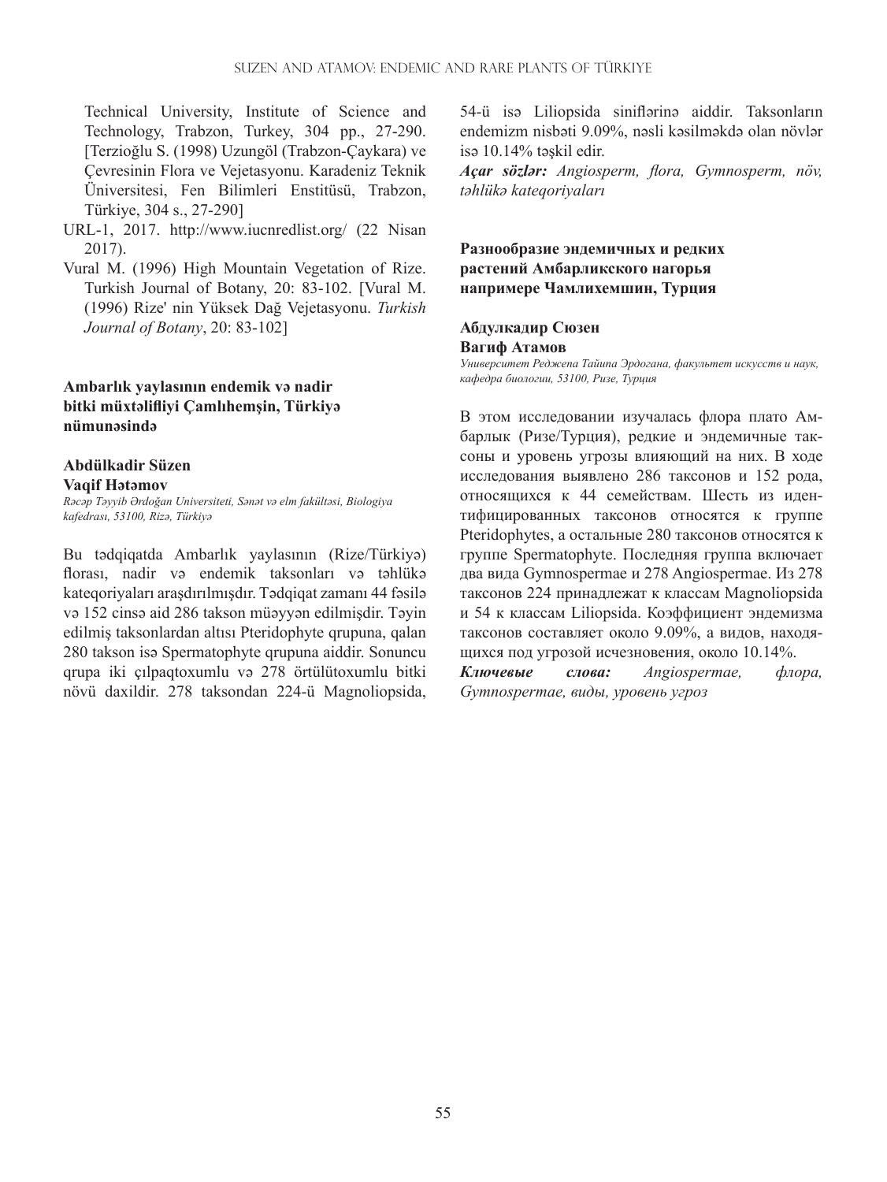Technical University, Institute of Science and Technology, Trabzon, Turkey, 304 pp., 27-290. [Terzioğlu S. (1998) Uzungöl (Trabzon-Çaykara) ve Çevresinin Flora ve Vejetasyonu. Karadeniz Teknik Üniversitesi, Fen Bilimleri Enstitüsü, Trabzon, Türkiye, 304 s., 27-290]

URL-1, 2017. http://www.iucnredlist.org/ (22 Nisan 2017).

Vural M. (1996) High Mountain Vegetation of Rize. Turkish Journal of Botany, 20: 83-102. [Vural M. (1996) Rize' nin Yüksek Dağ Vejetasyonu. *Turkish Journal of Botany*, 20: 83-102]

## Ambarlık yaylasının endemik və nadir bitki müxtəlifliyi Çamlıhemşin, Türkiyə nümunəsində

**Abdülkadir Süzen**
**Vaqif Hətəmov**

*Rəcəp Təyyib Ərdoğan Universiteti, Sənət və elm fakültəsi, Biologiya kafedrası, 53100, Rizə, Türkiyə*

Bu tədqiqatda Ambarlık yaylasının (Rize/Türkiyə) florası, nadir və endemik taksonları və təhlükə kateqoriyaları araşdırılmışdır. Tədqiqat zamanı 44 fəsilə və 152 cinsə aid 286 takson müəyyən edilmişdir. Təyin edilmiş taksonlardan altısı Pteridophyte qrupuna, qalan 280 takson isə Spermatophyte qrupuna aiddir. Sonuncu qrupa iki çılpaqtoxumlu və 278 örtülütoxumlu bitki növü daxildir. 278 taksondan 224-ü Magnoliopsida, 54-ü isə Liliopsida siniflərinə aiddir. Taksonların endemizm nisbəti 9.09%, nəsli kəsilməkdə olan növlər isə 10.14% təşkil edir.

***Açar sözlər:*** *Angiosperm, flora, Gymnosperm, növ, təhlükə kateqoriyaları*

## Разнообразие эндемичных и редких растений Амбарликского нагорья напримере Чамлихемшин, Турция

**Абдулкадир Сюзен**
**Вагиф Атамов**

*Университет Реджепа Тайипа Эрдогана, факультет искусств и наук, кафедра биологии, 53100, Ризе, Турция*

В этом исследовании изучалась флора плато Амбарлык (Ризе/Турция), редкие и эндемичные таксоны и уровень угрозы влияющий на них. В ходе исследования выявлено 286 таксонов и 152 рода, относящихся к 44 семействам. Шесть из идентифицированных таксонов относятся к группе Pteridophytes, а остальные 280 таксонов относятся к группе Spermatophyte. Последняя группа включает два вида Gymnospermae и 278 Angiospermae. Из 278 таксонов 224 принадлежат к классам Magnoliopsida и 54 к классам Liliopsida. Коэффициент эндемизма таксонов составляет около 9.09%, а видов, находящихся под угрозой исчезновения, около 10.14%.

***Ключевые слова:*** *Angiospermae, флора, Gymnospermae, виды, уровень угроз*